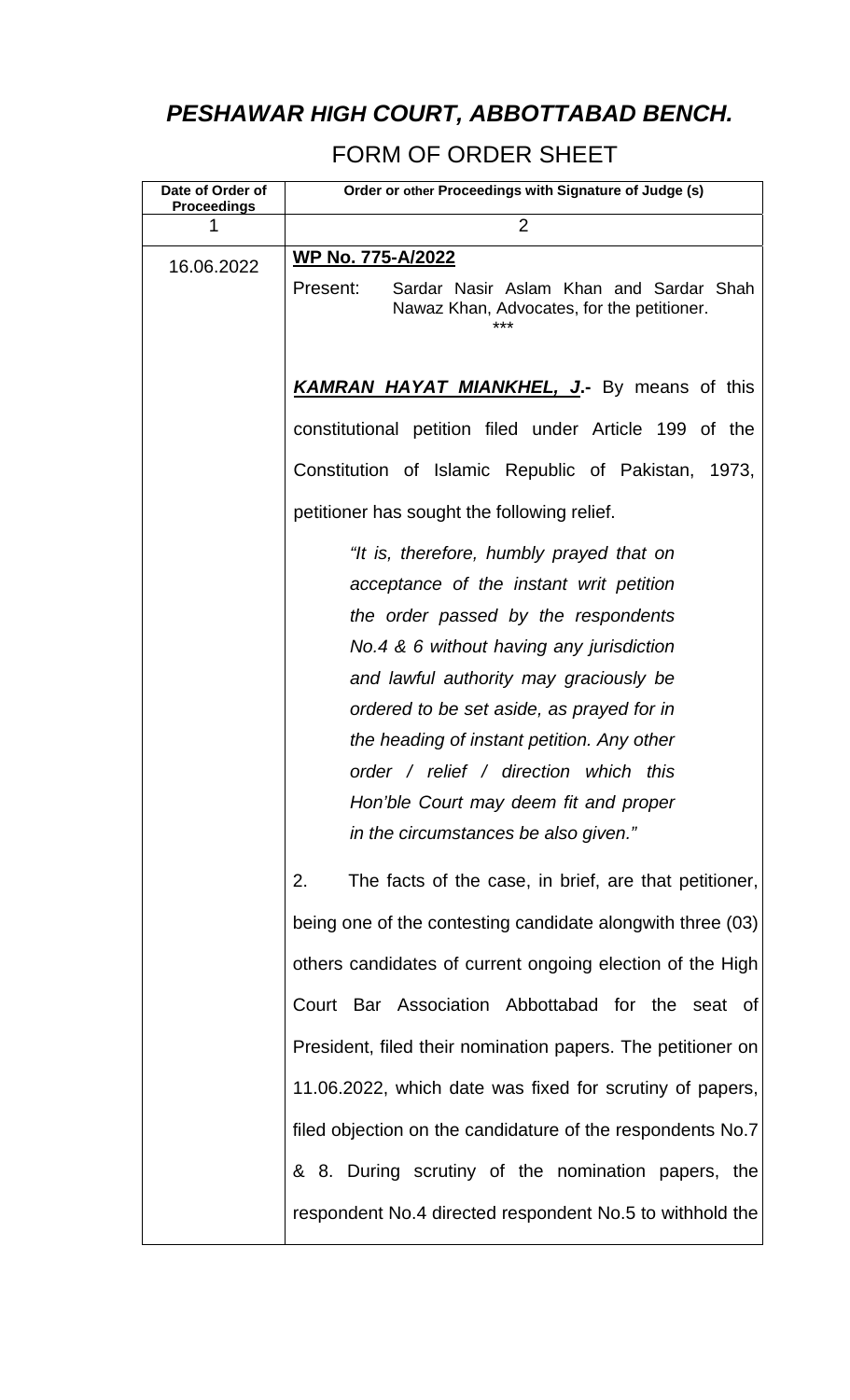# *PESHAWAR HIGH COURT, ABBOTTABAD BENCH.*

## FORM OF ORDER SHEET

| Date of Order of Proceedings | Order or other Proceedings with Signature of Judge (s) |
|---|---|
| 1 | 2 |
| 16.06.2022 | **WP No. 775-A/2022**<br><br>Present: Sardar Nasir Aslam Khan and Sardar Shah Nawaz Khan, Advocates, for the petitioner.<br>***<br><br>***KAMRAN HAYAT MIANKHEL, J*.-** By means of this constitutional petition filed under Article 199 of the Constitution of Islamic Republic of Pakistan, 1973, petitioner has sought the following relief.<br><br>*"It is, therefore, humbly prayed that on acceptance of the instant writ petition the order passed by the respondents No.4 & 6 without having any jurisdiction and lawful authority may graciously be ordered to be set aside, as prayed for in the heading of instant petition. Any other order / relief / direction which this Hon'ble Court may deem fit and proper in the circumstances be also given."*<br><br>2. The facts of the case, in brief, are that petitioner, being one of the contesting candidate alongwith three (03) others candidates of current ongoing election of the High Court Bar Association Abbottabad for the seat of President, filed their nomination papers. The petitioner on 11.06.2022, which date was fixed for scrutiny of papers, filed objection on the candidature of the respondents No.7 & 8. During scrutiny of the nomination papers, the respondent No.4 directed respondent No.5 to withhold the |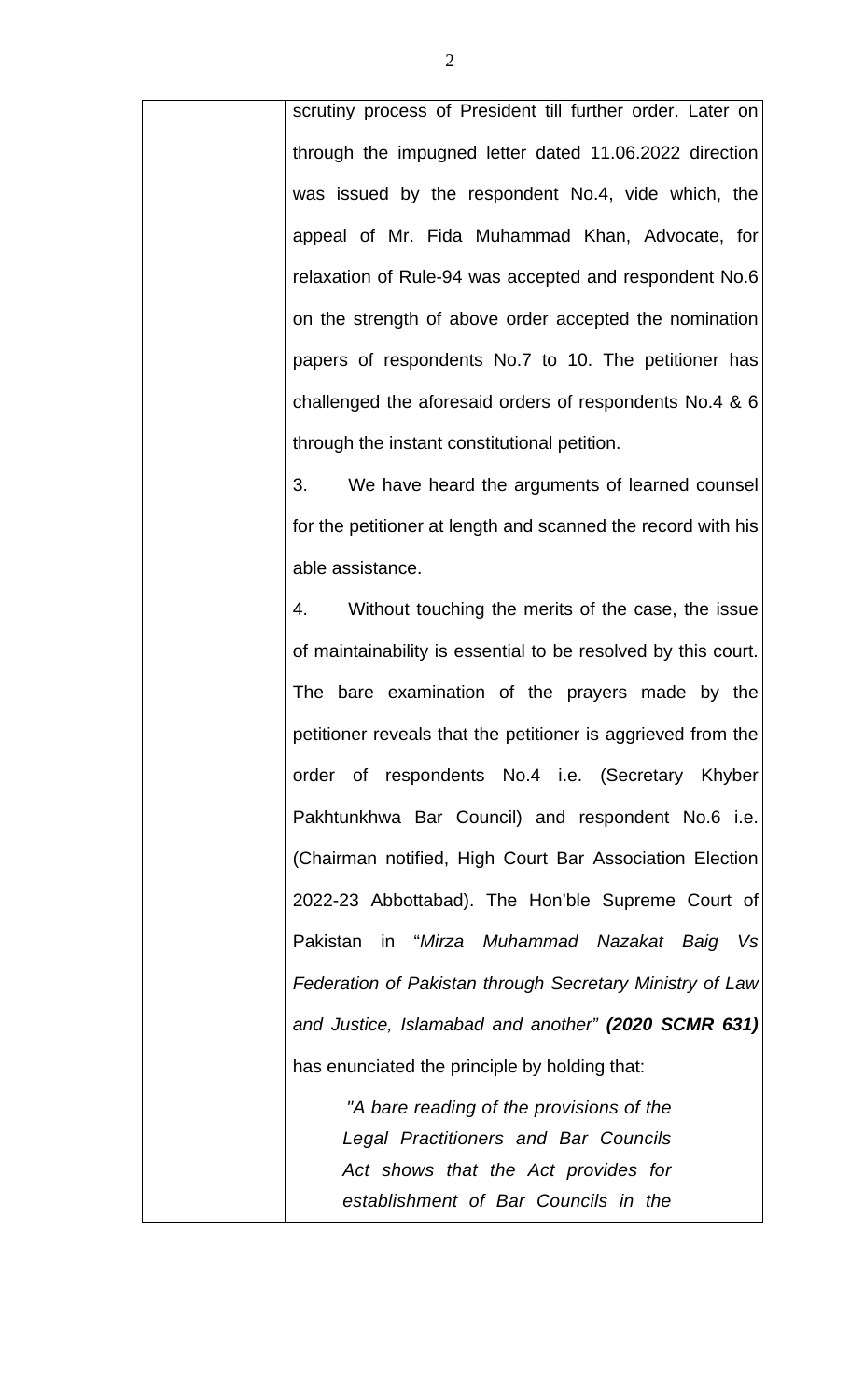scrutiny process of President till further order. Later on through the impugned letter dated 11.06.2022 direction was issued by the respondent No.4, vide which, the appeal of Mr. Fida Muhammad Khan, Advocate, for relaxation of Rule-94 was accepted and respondent No.6 on the strength of above order accepted the nomination papers of respondents No.7 to 10. The petitioner has challenged the aforesaid orders of respondents No.4 & 6 through the instant constitutional petition.

3. We have heard the arguments of learned counsel for the petitioner at length and scanned the record with his able assistance.

4. Without touching the merits of the case, the issue of maintainability is essential to be resolved by this court. The bare examination of the prayers made by the petitioner reveals that the petitioner is aggrieved from the order of respondents No.4 i.e. (Secretary Khyber Pakhtunkhwa Bar Council) and respondent No.6 i.e. (Chairman notified, High Court Bar Association Election 2022-23 Abbottabad). The Hon'ble Supreme Court of Pakistan in "*Mirza Muhammad Nazakat Baig Vs Federation of Pakistan through Secretary Ministry of Law and Justice, Islamabad and another*" ***(2020 SCMR 631)*** has enunciated the principle by holding that:

> *"A bare reading of the provisions of the Legal Practitioners and Bar Councils Act shows that the Act provides for establishment of Bar Councils in the*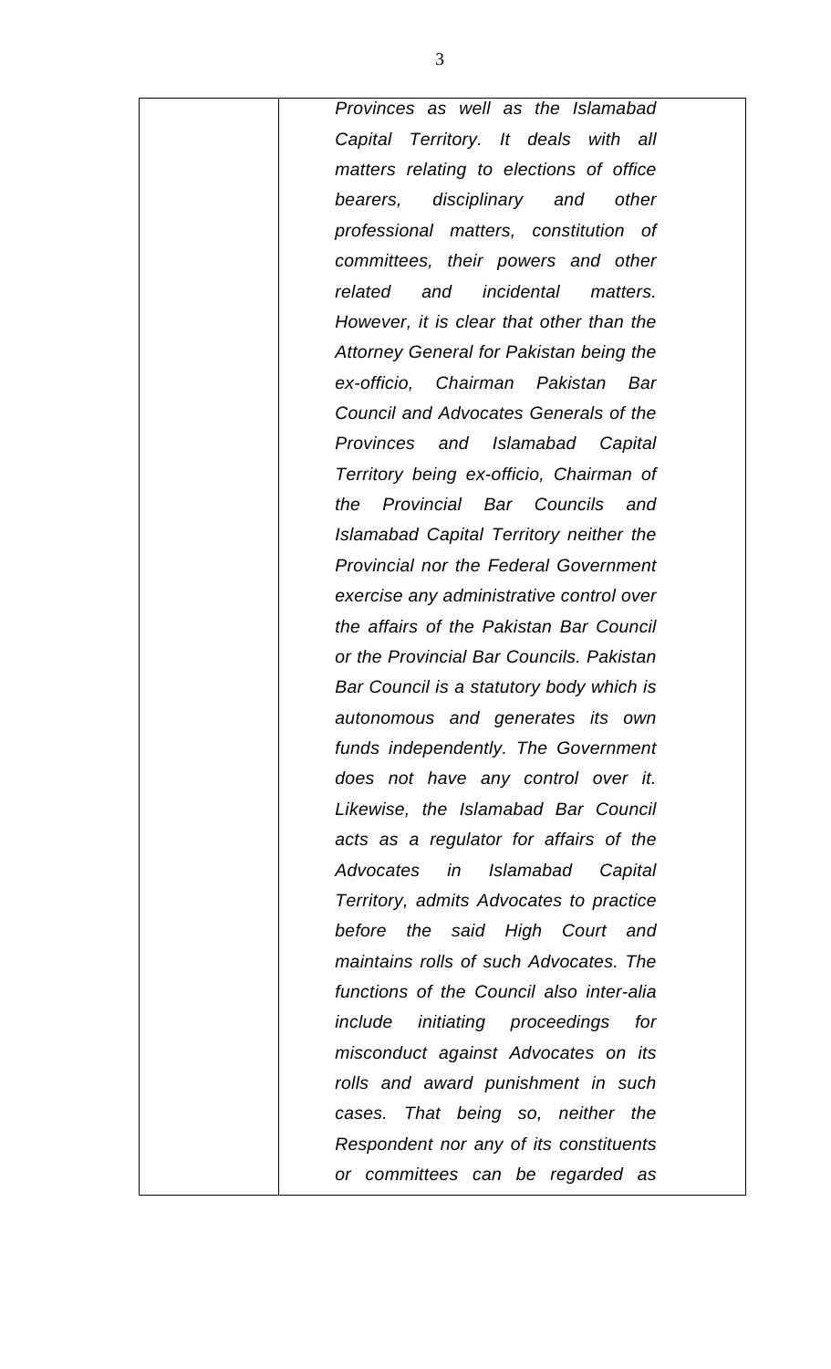| | |
|---|---|
| | *Provinces as well as the Islamabad Capital Territory. It deals with all matters relating to elections of office bearers, disciplinary and other professional matters, constitution of committees, their powers and other related and incidental matters. However, it is clear that other than the Attorney General for Pakistan being the ex-officio, Chairman Pakistan Bar Council and Advocates Generals of the Provinces and Islamabad Capital Territory being ex-officio, Chairman of the Provincial Bar Councils and Islamabad Capital Territory neither the Provincial nor the Federal Government exercise any administrative control over the affairs of the Pakistan Bar Council or the Provincial Bar Councils. Pakistan Bar Council is a statutory body which is autonomous and generates its own funds independently. The Government does not have any control over it. Likewise, the Islamabad Bar Council acts as a regulator for affairs of the Advocates in Islamabad Capital Territory, admits Advocates to practice before the said High Court and maintains rolls of such Advocates. The functions of the Council also inter-alia include initiating proceedings for misconduct against Advocates on its rolls and award punishment in such cases. That being so, neither the Respondent nor any of its constituents or committees can be regarded as* |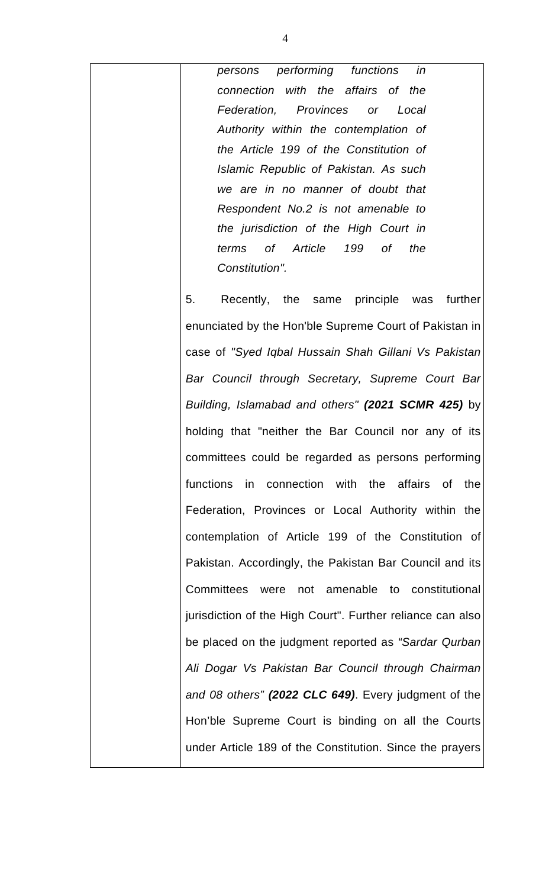*persons performing functions in connection with the affairs of the Federation, Provinces or Local Authority within the contemplation of the Article 199 of the Constitution of Islamic Republic of Pakistan. As such we are in no manner of doubt that Respondent No.2 is not amenable to the jurisdiction of the High Court in terms of Article 199 of the Constitution".*

5. Recently, the same principle was further enunciated by the Hon'ble Supreme Court of Pakistan in case of *"Syed Iqbal Hussain Shah Gillani Vs Pakistan Bar Council through Secretary, Supreme Court Bar Building, Islamabad and others"* ***(2021 SCMR 425)*** by holding that "neither the Bar Council nor any of its committees could be regarded as persons performing functions in connection with the affairs of the Federation, Provinces or Local Authority within the contemplation of Article 199 of the Constitution of Pakistan. Accordingly, the Pakistan Bar Council and its Committees were not amenable to constitutional jurisdiction of the High Court". Further reliance can also be placed on the judgment reported as *"Sardar Qurban Ali Dogar Vs Pakistan Bar Council through Chairman and 08 others"* ***(2022 CLC 649)***. Every judgment of the Hon'ble Supreme Court is binding on all the Courts under Article 189 of the Constitution. Since the prayers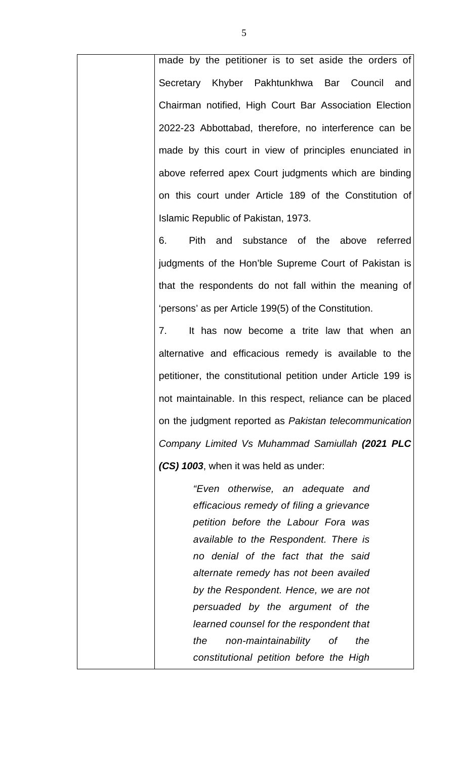made by the petitioner is to set aside the orders of Secretary Khyber Pakhtunkhwa Bar Council and Chairman notified, High Court Bar Association Election 2022-23 Abbottabad, therefore, no interference can be made by this court in view of principles enunciated in above referred apex Court judgments which are binding on this court under Article 189 of the Constitution of Islamic Republic of Pakistan, 1973.

6. Pith and substance of the above referred judgments of the Hon'ble Supreme Court of Pakistan is that the respondents do not fall within the meaning of 'persons' as per Article 199(5) of the Constitution.

7. It has now become a trite law that when an alternative and efficacious remedy is available to the petitioner, the constitutional petition under Article 199 is not maintainable. In this respect, reliance can be placed on the judgment reported as *Pakistan telecommunication Company Limited Vs Muhammad Samiullah* ***(2021 PLC (CS) 1003***, when it was held as under:

> *"Even otherwise, an adequate and efficacious remedy of filing a grievance petition before the Labour Fora was available to the Respondent. There is no denial of the fact that the said alternate remedy has not been availed by the Respondent. Hence, we are not persuaded by the argument of the learned counsel for the respondent that the non-maintainability of the constitutional petition before the High*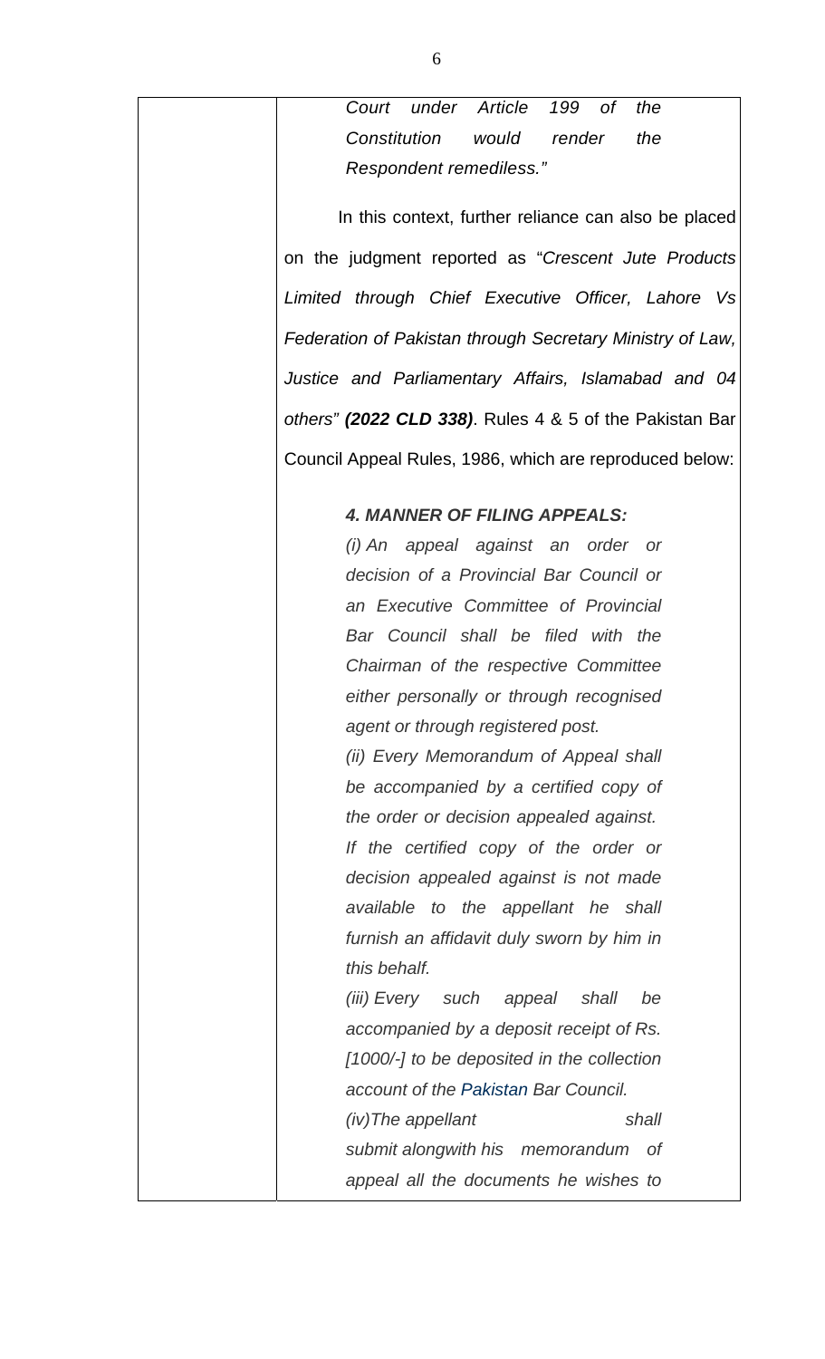*Court under Article 199 of the Constitution would render the Respondent remediless."*

In this context, further reliance can also be placed on the judgment reported as "*Crescent Jute Products Limited through Chief Executive Officer, Lahore Vs Federation of Pakistan through Secretary Ministry of Law, Justice and Parliamentary Affairs, Islamabad and 04 others*" ***(2022 CLD 338)***. Rules 4 & 5 of the Pakistan Bar Council Appeal Rules, 1986, which are reproduced below:

> ***4. MANNER OF FILING APPEALS:***
>
> *(i) An appeal against an order or decision of a Provincial Bar Council or an Executive Committee of Provincial Bar Council shall be filed with the Chairman of the respective Committee either personally or through recognised agent or through registered post.*
>
> *(ii) Every Memorandum of Appeal shall be accompanied by a certified copy of the order or decision appealed against. If the certified copy of the order or decision appealed against is not made available to the appellant he shall furnish an affidavit duly sworn by him in this behalf.*
>
> *(iii) Every such appeal shall be accompanied by a deposit receipt of Rs. [1000/-] to be deposited in the collection account of the Pakistan Bar Council.*
>
> *(iv)The appellant shall submit alongwith his memorandum of appeal all the documents he wishes to*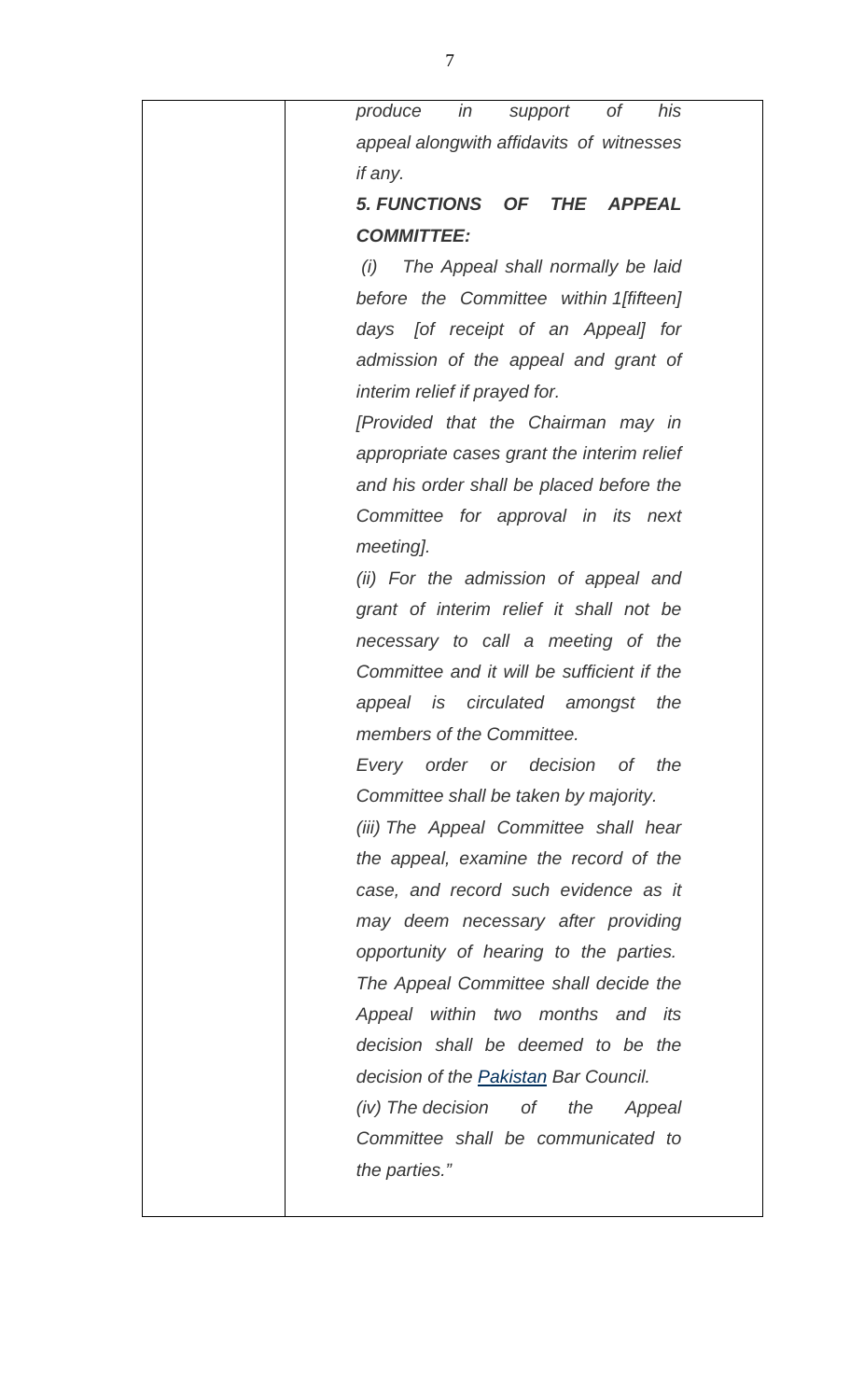| | *produce in support of his appeal alongwith affidavits of witnesses if any.* ***5. FUNCTIONS OF THE APPEAL COMMITTEE:*** *(i) The Appeal shall normally be laid before the Committee within 1[fifteen] days [of receipt of an Appeal] for admission of the appeal and grant of interim relief if prayed for.* *[Provided that the Chairman may in appropriate cases grant the interim relief and his order shall be placed before the Committee for approval in its next meeting].* *(ii) For the admission of appeal and grant of interim relief it shall not be necessary to call a meeting of the Committee and it will be sufficient if the appeal is circulated amongst the members of the Committee.* *Every order or decision of the Committee shall be taken by majority.* *(iii) The Appeal Committee shall hear the appeal, examine the record of the case, and record such evidence as it may deem necessary after providing opportunity of hearing to the parties. The Appeal Committee shall decide the Appeal within two months and its decision shall be deemed to be the decision of the Pakistan Bar Council.* *(iv) The decision of the Appeal Committee shall be communicated to the parties."* |
|---|---|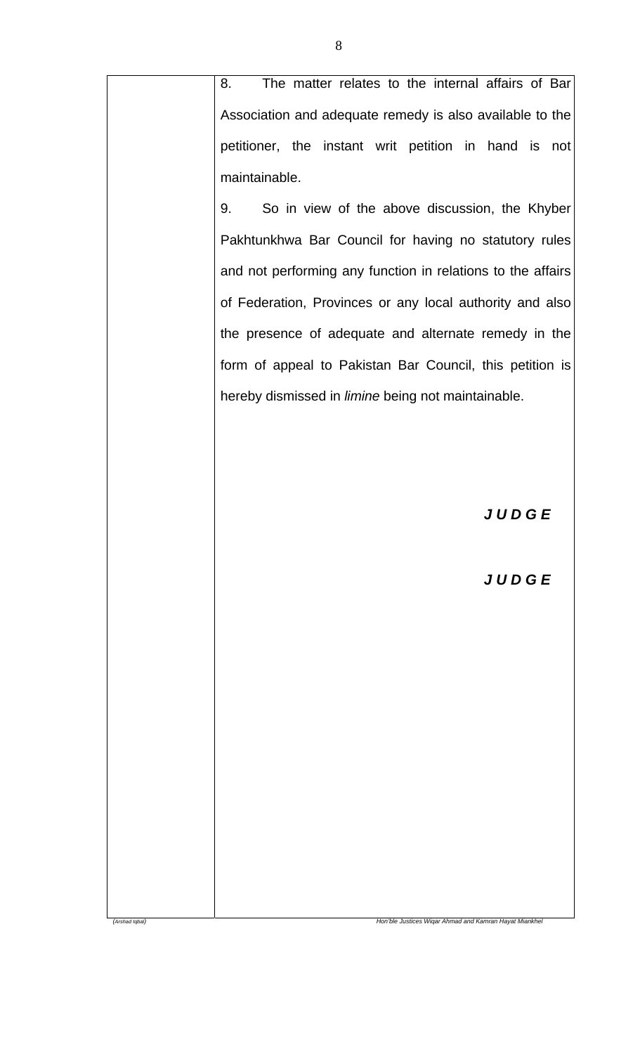8. The matter relates to the internal affairs of Bar Association and adequate remedy is also available to the petitioner, the instant writ petition in hand is not maintainable.

9. So in view of the above discussion, the Khyber Pakhtunkhwa Bar Council for having no statutory rules and not performing any function in relations to the affairs of Federation, Provinces or any local authority and also the presence of adequate and alternate remedy in the form of appeal to Pakistan Bar Council, this petition is hereby dismissed in *limine* being not maintainable.

***J U D G E***

***J U D G E***

*(Arshad Iqbal)* *Hon'ble Justices Wiqar Ahmad and Kamran Hayat Miankhel*